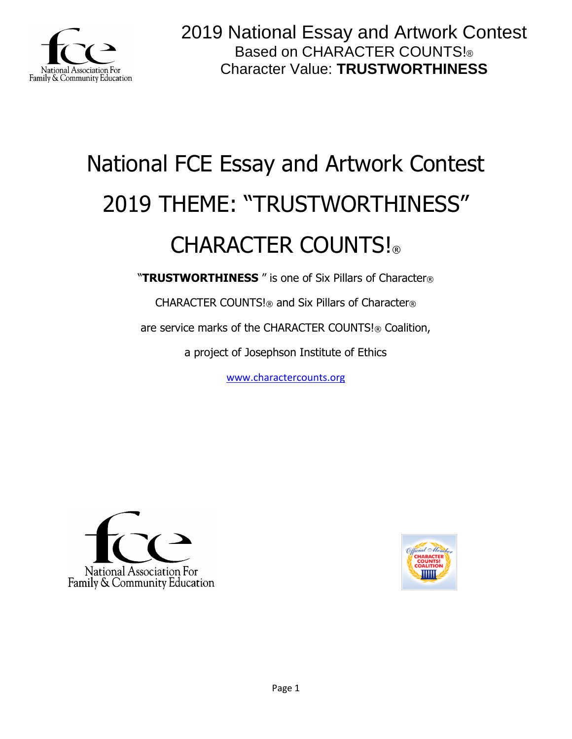2019 National Essay and Artwork Contest
Based on CHARACTER COUNTS!®
Character Value: **TRUSTWORTHINESS**

# National FCE Essay and Artwork Contest

# 2019 THEME: "TRUSTWORTHINESS"

# CHARACTER COUNTS!®

"**TRUSTWORTHINESS** " is one of Six Pillars of Character®

CHARACTER COUNTS!® and Six Pillars of Character®

are service marks of the CHARACTER COUNTS!® Coalition,

a project of Josephson Institute of Ethics

www.charactercounts.org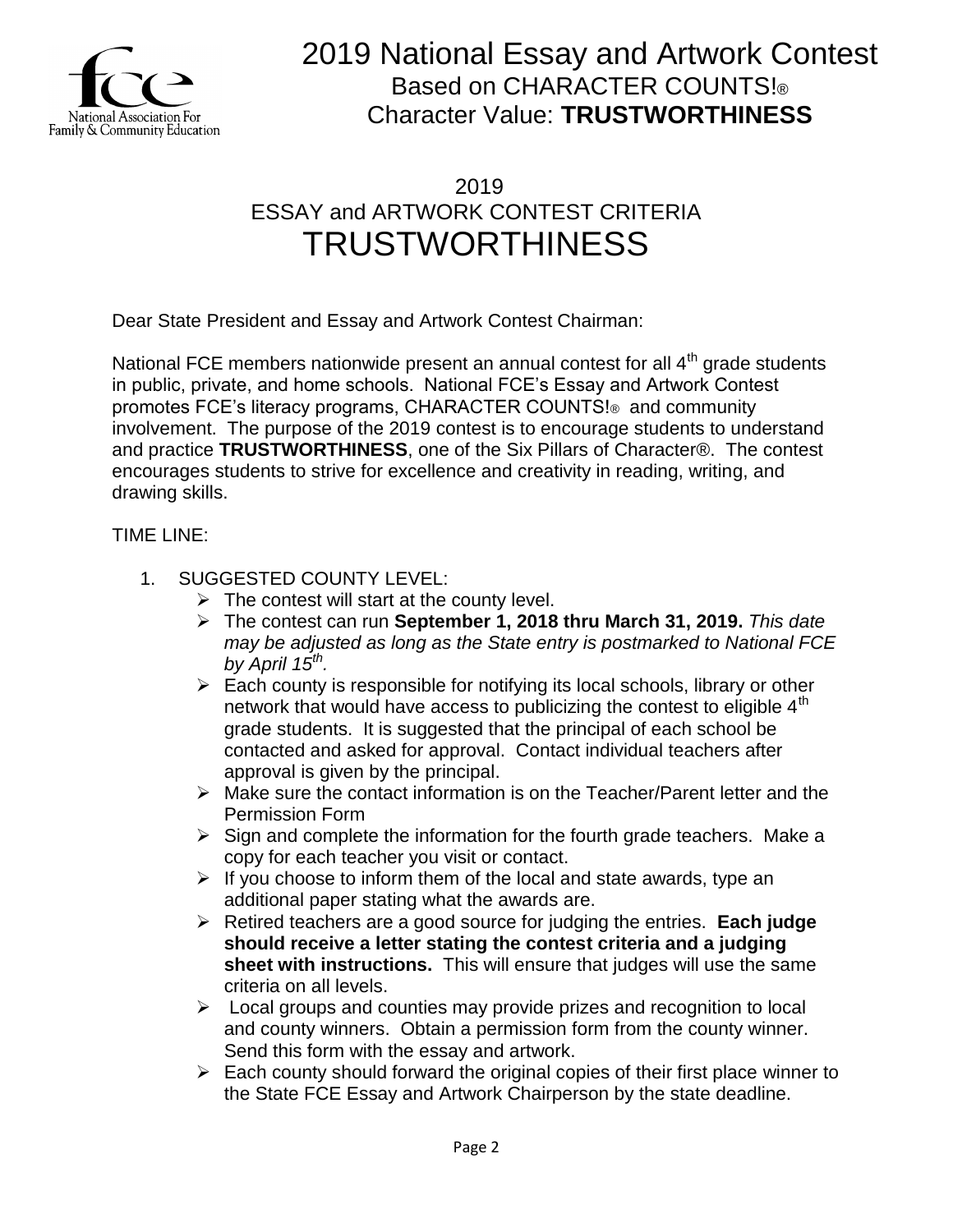# 2019 National Essay and Artwork Contest

Based on CHARACTER COUNTS!®

Character Value: **TRUSTWORTHINESS**

## 2019
## ESSAY and ARTWORK CONTEST CRITERIA
# TRUSTWORTHINESS

Dear State President and Essay and Artwork Contest Chairman:

National FCE members nationwide present an annual contest for all 4th grade students in public, private, and home schools. National FCE's Essay and Artwork Contest promotes FCE's literacy programs, CHARACTER COUNTS!® and community involvement. The purpose of the 2019 contest is to encourage students to understand and practice **TRUSTWORTHINESS**, one of the Six Pillars of Character®. The contest encourages students to strive for excellence and creativity in reading, writing, and drawing skills.

TIME LINE:

1. SUGGESTED COUNTY LEVEL:
   - The contest will start at the county level.
   - The contest can run **September 1, 2018 thru March 31, 2019.** *This date may be adjusted as long as the State entry is postmarked to National FCE by April 15th.*
   - Each county is responsible for notifying its local schools, library or other network that would have access to publicizing the contest to eligible 4th grade students. It is suggested that the principal of each school be contacted and asked for approval. Contact individual teachers after approval is given by the principal.
   - Make sure the contact information is on the Teacher/Parent letter and the Permission Form
   - Sign and complete the information for the fourth grade teachers. Make a copy for each teacher you visit or contact.
   - If you choose to inform them of the local and state awards, type an additional paper stating what the awards are.
   - Retired teachers are a good source for judging the entries. **Each judge should receive a letter stating the contest criteria and a judging sheet with instructions.** This will ensure that judges will use the same criteria on all levels.
   - Local groups and counties may provide prizes and recognition to local and county winners. Obtain a permission form from the county winner. Send this form with the essay and artwork.
   - Each county should forward the original copies of their first place winner to the State FCE Essay and Artwork Chairperson by the state deadline.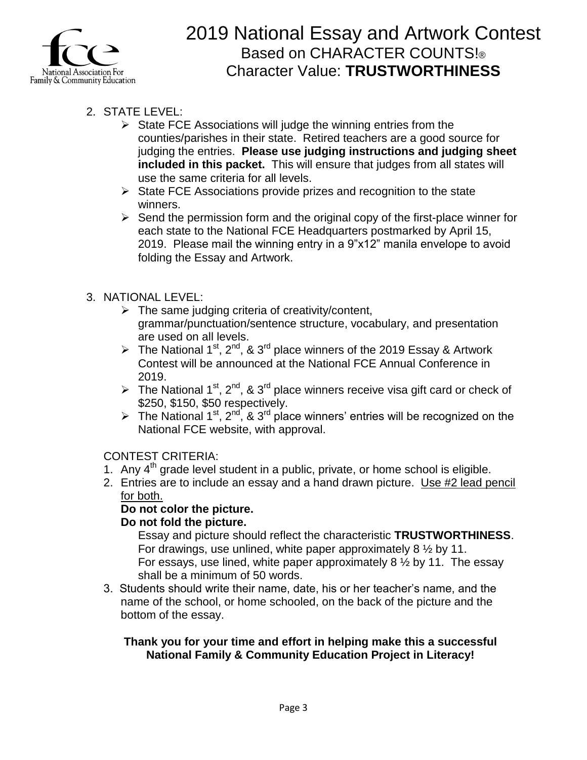# 2019 National Essay and Artwork Contest
## Based on CHARACTER COUNTS!®
## Character Value: **TRUSTWORTHINESS**

2. STATE LEVEL:
   - State FCE Associations will judge the winning entries from the counties/parishes in their state. Retired teachers are a good source for judging the entries. **Please use judging instructions and judging sheet included in this packet.** This will ensure that judges from all states will use the same criteria for all levels.
   - State FCE Associations provide prizes and recognition to the state winners.
   - Send the permission form and the original copy of the first-place winner for each state to the National FCE Headquarters postmarked by April 15, 2019. Please mail the winning entry in a 9"x12" manila envelope to avoid folding the Essay and Artwork.

3. NATIONAL LEVEL:
   - The same judging criteria of creativity/content, grammar/punctuation/sentence structure, vocabulary, and presentation are used on all levels.
   - The National 1st, 2nd, & 3rd place winners of the 2019 Essay & Artwork Contest will be announced at the National FCE Annual Conference in 2019.
   - The National 1st, 2nd, & 3rd place winners receive visa gift card or check of $250, $150, $50 respectively.
   - The National 1st, 2nd, & 3rd place winners' entries will be recognized on the National FCE website, with approval.

CONTEST CRITERIA:

1. Any 4th grade level student in a public, private, or home school is eligible.
2. Entries are to include an essay and a hand drawn picture. <u>Use #2 lead pencil for both.</u>
   **Do not color the picture.**
   **Do not fold the picture.**
   Essay and picture should reflect the characteristic **TRUSTWORTHINESS**.
   For drawings, use unlined, white paper approximately 8 ½ by 11.
   For essays, use lined, white paper approximately 8 ½ by 11. The essay shall be a minimum of 50 words.
3. Students should write their name, date, his or her teacher's name, and the name of the school, or home schooled, on the back of the picture and the bottom of the essay.

**Thank you for your time and effort in helping make this a successful National Family & Community Education Project in Literacy!**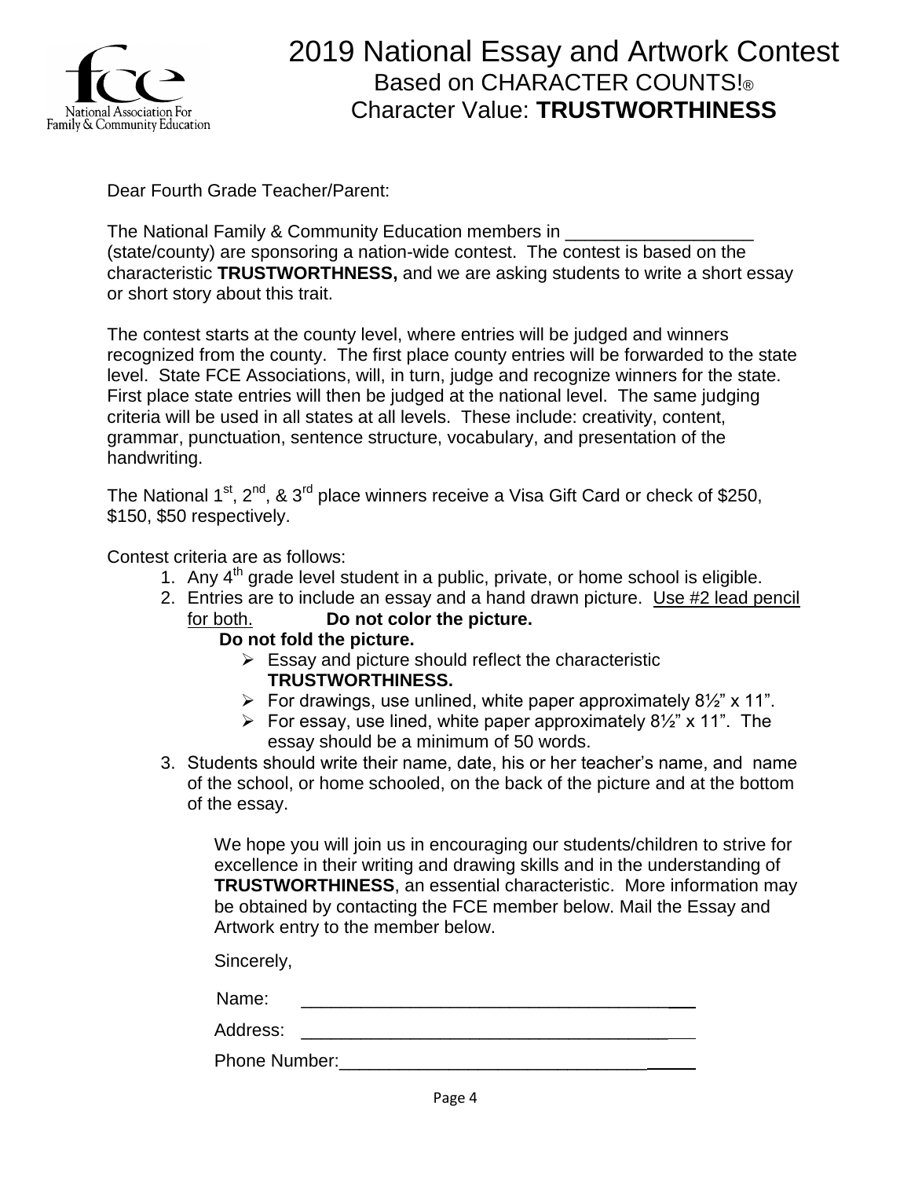# 2019 National Essay and Artwork Contest

## Based on CHARACTER COUNTS!®

## Character Value: **TRUSTWORTHINESS**

Dear Fourth Grade Teacher/Parent:

The National Family & Community Education members in ___________________ (state/county) are sponsoring a nation-wide contest. The contest is based on the characteristic **TRUSTWORTHNESS,** and we are asking students to write a short essay or short story about this trait.

The contest starts at the county level, where entries will be judged and winners recognized from the county. The first place county entries will be forwarded to the state level. State FCE Associations, will, in turn, judge and recognize winners for the state. First place state entries will then be judged at the national level. The same judging criteria will be used in all states at all levels. These include: creativity, content, grammar, punctuation, sentence structure, vocabulary, and presentation of the handwriting.

The National 1st, 2nd, & 3rd place winners receive a Visa Gift Card or check of $250, $150, $50 respectively.

Contest criteria are as follows:

1. Any 4th grade level student in a public, private, or home school is eligible.
2. Entries are to include an essay and a hand drawn picture. Use #2 lead pencil for both. **Do not color the picture. Do not fold the picture.**
   - Essay and picture should reflect the characteristic **TRUSTWORTHINESS.**
   - For drawings, use unlined, white paper approximately 8½" x 11".
   - For essay, use lined, white paper approximately 8½" x 11". The essay should be a minimum of 50 words.
3. Students should write their name, date, his or her teacher's name, and name of the school, or home schooled, on the back of the picture and at the bottom of the essay.

We hope you will join us in encouraging our students/children to strive for excellence in their writing and drawing skills and in the understanding of **TRUSTWORTHINESS**, an essential characteristic. More information may be obtained by contacting the FCE member below. Mail the Essay and Artwork entry to the member below.

Sincerely,

Name: ________________________________________

Address: ________________________________________

Phone Number: ________________________________________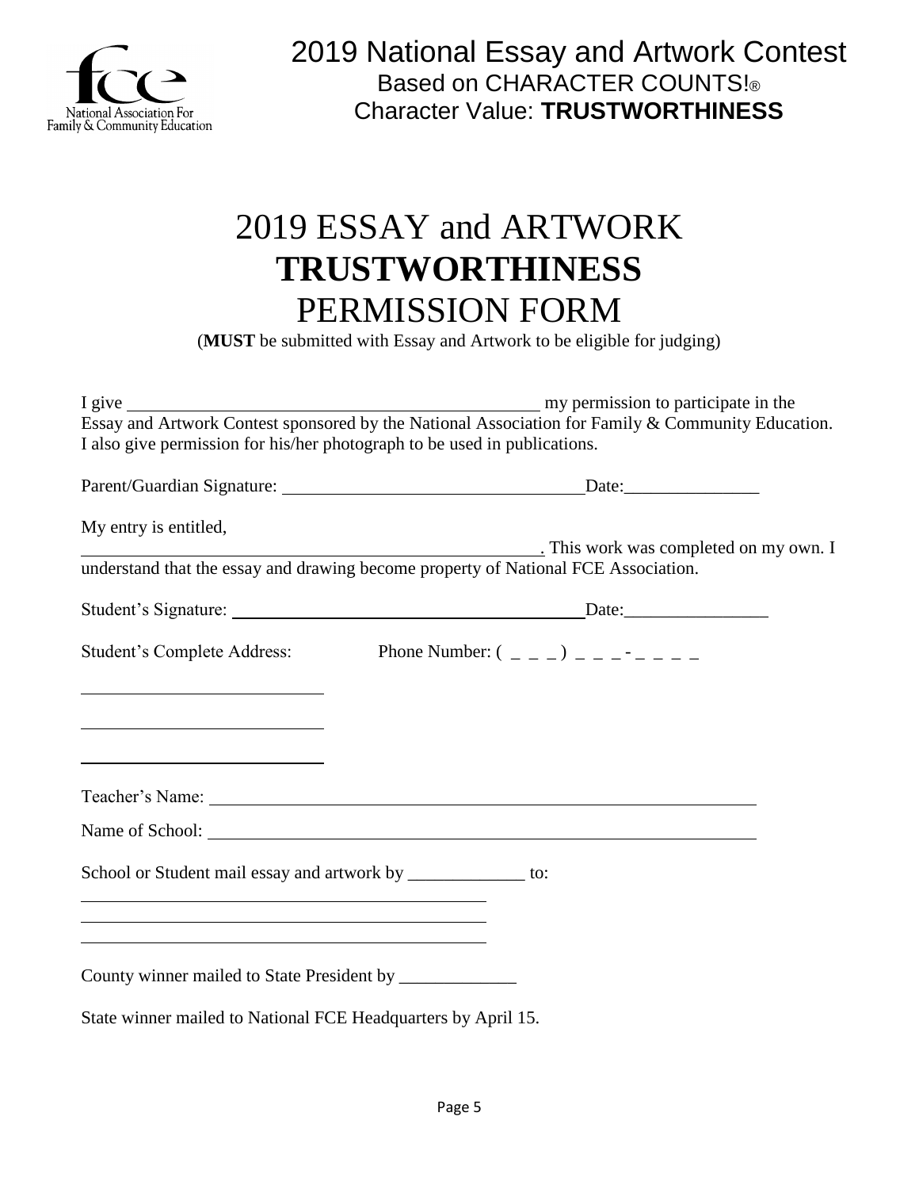2019 National Essay and Artwork Contest
Based on CHARACTER COUNTS!®
Character Value: **TRUSTWORTHINESS**

# 2019 ESSAY and ARTWORK
# **TRUSTWORTHINESS**
# PERMISSION FORM

(**MUST** be submitted with Essay and Artwork to be eligible for judging)

I give ______________________________________________ my permission to participate in the Essay and Artwork Contest sponsored by the National Association for Family & Community Education. I also give permission for his/her photograph to be used in publications.

Parent/Guardian Signature: ________________________________ Date:_______________

My entry is entitled,
____________________________________________________. This work was completed on my own. I understand that the essay and drawing become property of National FCE Association.

Student's Signature: ______________________________________ Date:________________

Student's Complete Address: Phone Number: ( _ _ _ ) _ _ _ - _ _ _ _

__________________________

__________________________

__________________________

Teacher's Name: ____________________________________________________________

Name of School: ____________________________________________________________

School or Student mail essay and artwork by _____________ to:

_____________________________________________
_____________________________________________
_____________________________________________

County winner mailed to State President by _____________

State winner mailed to National FCE Headquarters by April 15.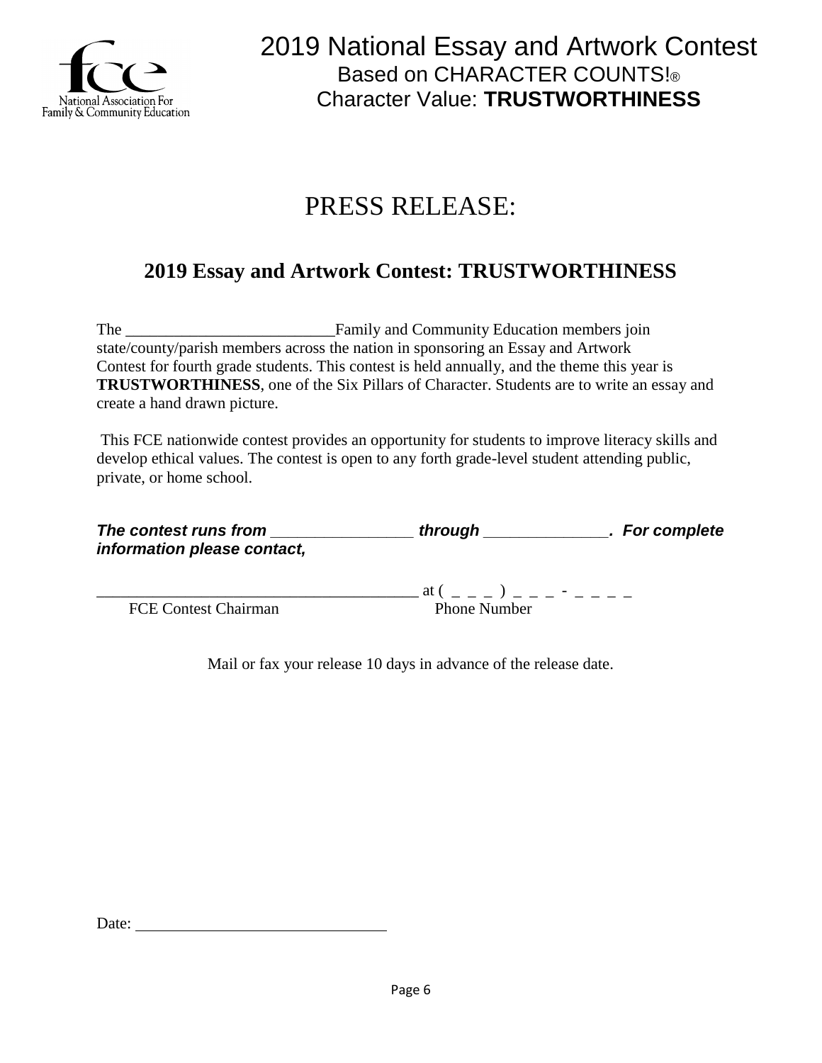# 2019 National Essay and Artwork Contest

Based on CHARACTER COUNTS!®

Character Value: **TRUSTWORTHINESS**

## PRESS RELEASE:

### 2019 Essay and Artwork Contest: TRUSTWORTHINESS

The __________________________Family and Community Education members join state/county/parish members across the nation in sponsoring an Essay and Artwork Contest for fourth grade students. This contest is held annually, and the theme this year is **TRUSTWORTHINESS**, one of the Six Pillars of Character. Students are to write an essay and create a hand drawn picture.

This FCE nationwide contest provides an opportunity for students to improve literacy skills and develop ethical values. The contest is open to any forth grade-level student attending public, private, or home school.

***The contest runs from _________________ through _______________. For complete information please contact,***

________________________________________ at ( _ _ _ ) _ _ _ - _ _ _ _

FCE Contest Chairman Phone Number

Mail or fax your release 10 days in advance of the release date.

Date: ________________________________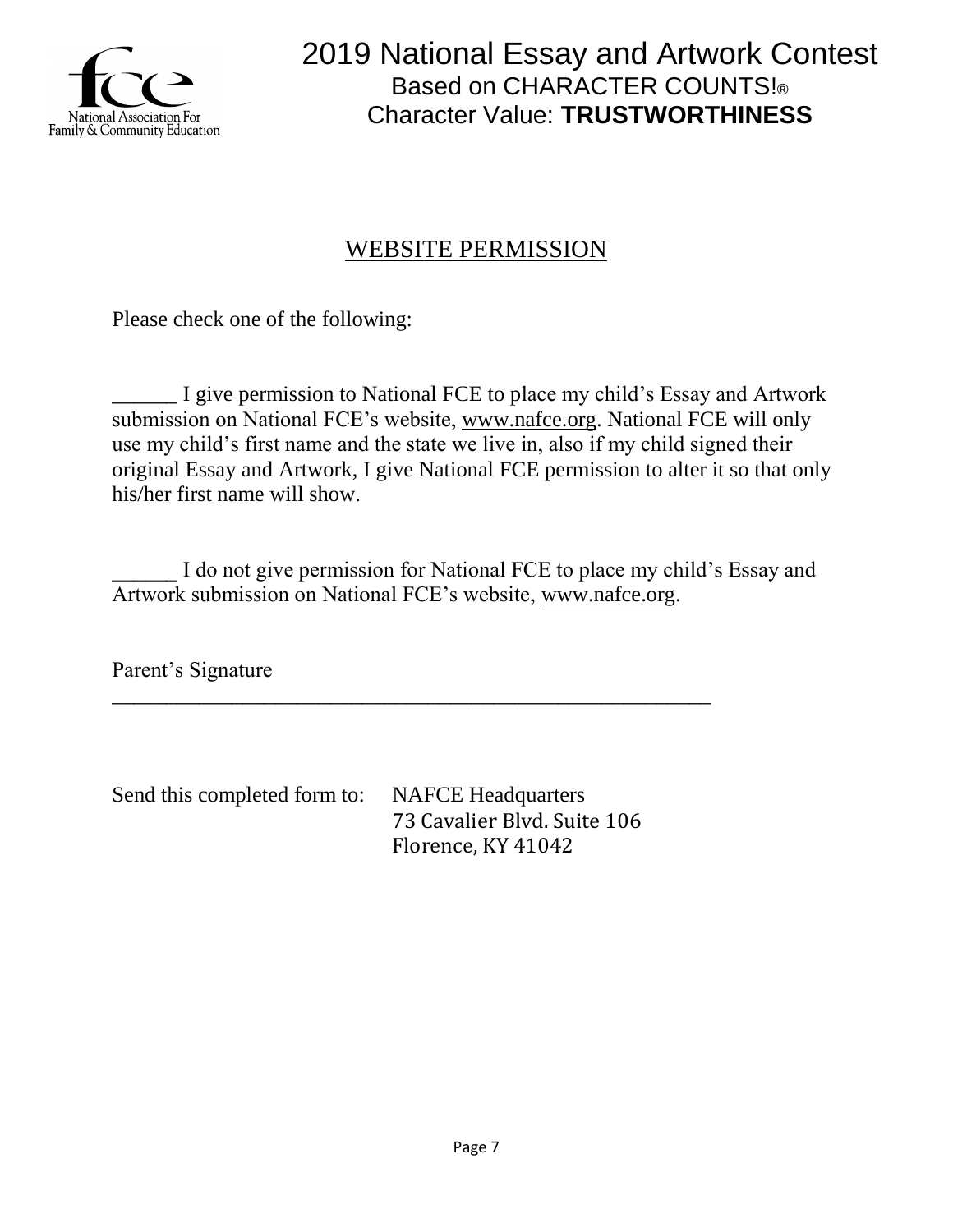# 2019 National Essay and Artwork Contest

Based on CHARACTER COUNTS!®

Character Value: **TRUSTWORTHINESS**

## WEBSITE PERMISSION

Please check one of the following:

______ I give permission to National FCE to place my child's Essay and Artwork submission on National FCE's website, www.nafce.org. National FCE will only use my child's first name and the state we live in, also if my child signed their original Essay and Artwork, I give National FCE permission to alter it so that only his/her first name will show.

______ I do not give permission for National FCE to place my child's Essay and Artwork submission on National FCE's website, www.nafce.org.

Parent's Signature

_______________________________________________________

Send this completed form to: NAFCE Headquarters
73 Cavalier Blvd. Suite 106
Florence, KY 41042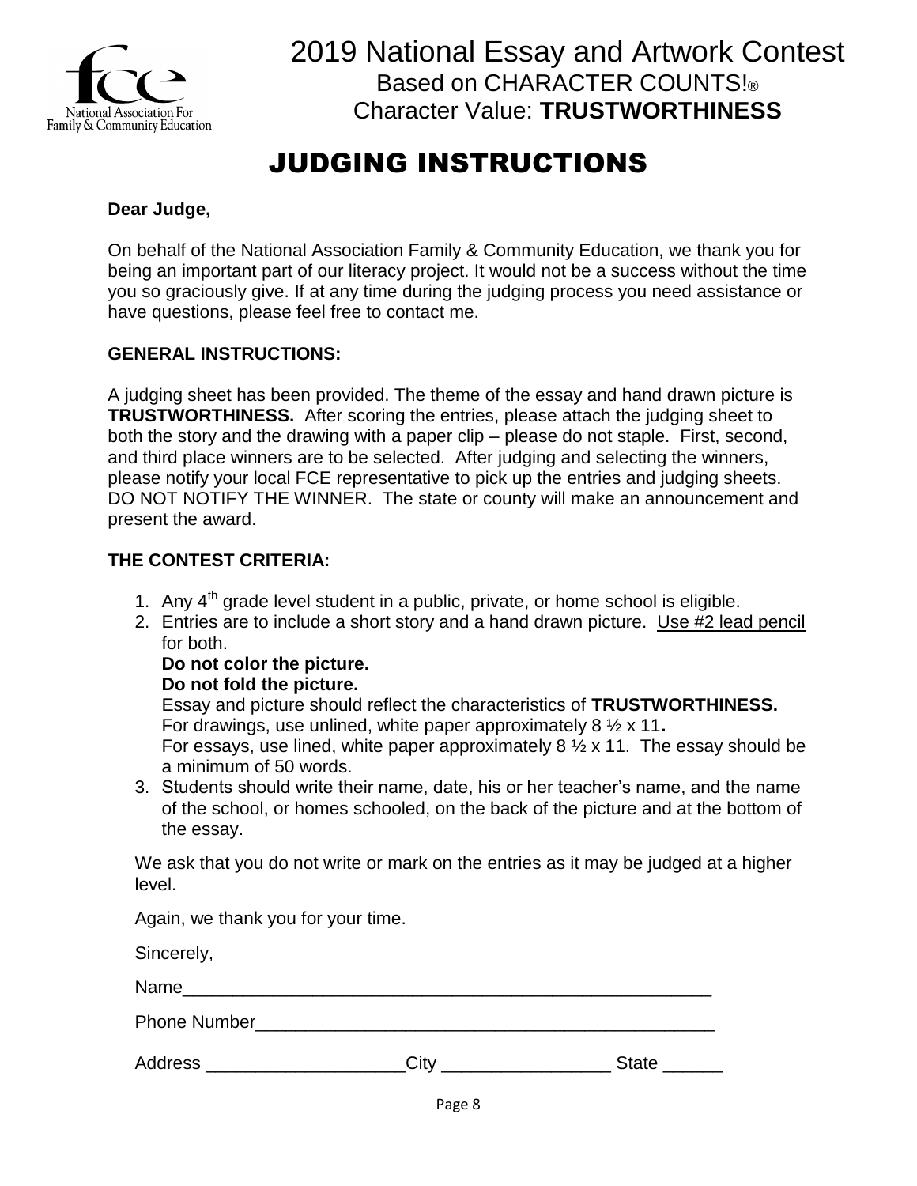# 2019 National Essay and Artwork Contest

Based on CHARACTER COUNTS!®
Character Value: **TRUSTWORTHINESS**

## JUDGING INSTRUCTIONS

**Dear Judge,**

On behalf of the National Association Family & Community Education, we thank you for being an important part of our literacy project. It would not be a success without the time you so graciously give. If at any time during the judging process you need assistance or have questions, please feel free to contact me.

**GENERAL INSTRUCTIONS:**

A judging sheet has been provided. The theme of the essay and hand drawn picture is **TRUSTWORTHINESS.** After scoring the entries, please attach the judging sheet to both the story and the drawing with a paper clip – please do not staple. First, second, and third place winners are to be selected. After judging and selecting the winners, please notify your local FCE representative to pick up the entries and judging sheets. DO NOT NOTIFY THE WINNER. The state or county will make an announcement and present the award.

**THE CONTEST CRITERIA:**

1. Any 4th grade level student in a public, private, or home school is eligible.
2. Entries are to include a short story and a hand drawn picture. Use #2 lead pencil for both.
   **Do not color the picture.**
   **Do not fold the picture.**
   Essay and picture should reflect the characteristics of **TRUSTWORTHINESS.**
   For drawings, use unlined, white paper approximately 8 ½ x 11**.**
   For essays, use lined, white paper approximately 8 ½ x 11. The essay should be a minimum of 50 words.
3. Students should write their name, date, his or her teacher's name, and the name of the school, or homes schooled, on the back of the picture and at the bottom of the essay.

We ask that you do not write or mark on the entries as it may be judged at a higher level.

Again, we thank you for your time.

Sincerely,

Name_______________________________________________________

Phone Number_________________________________________________

Address ____________________City _________________ State ______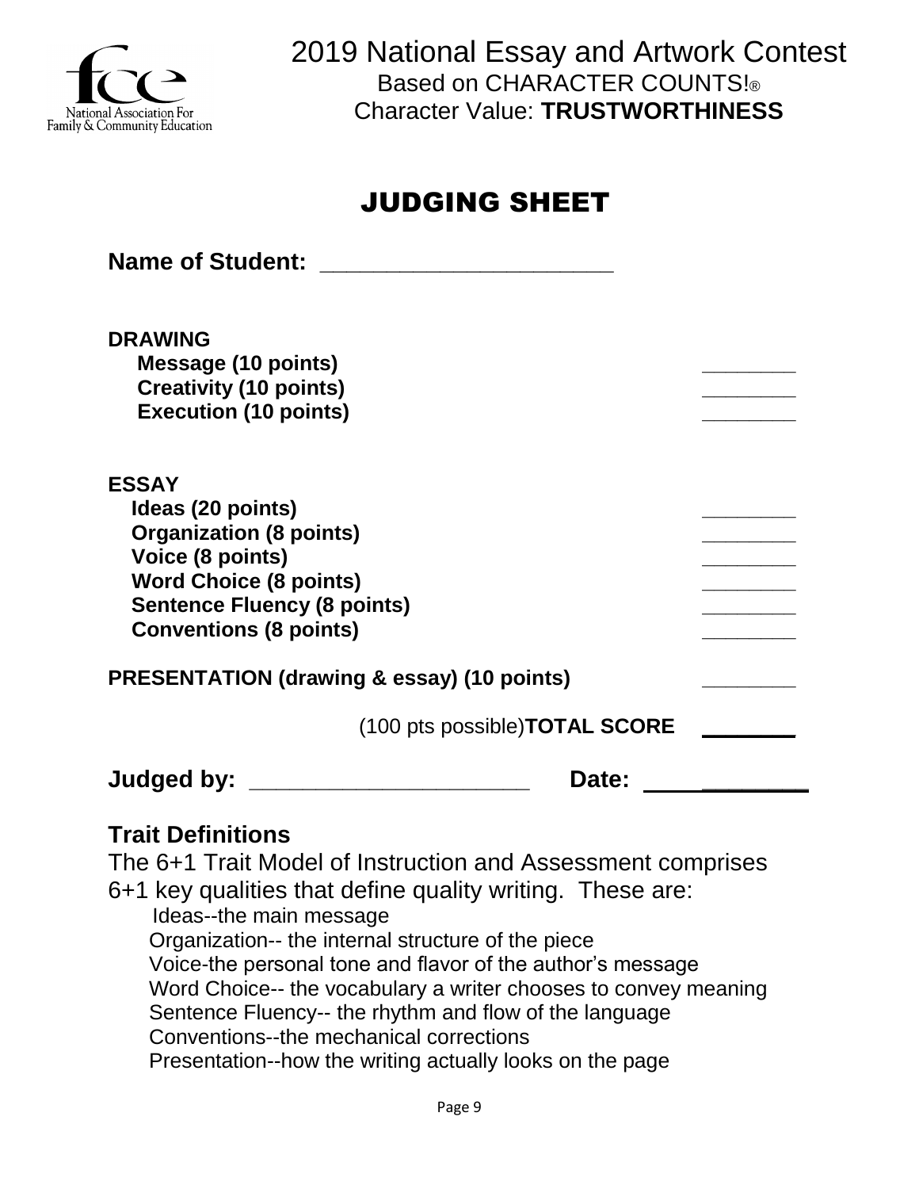2019 National Essay and Artwork Contest
Based on CHARACTER COUNTS!®
Character Value: **TRUSTWORTHINESS**

# JUDGING SHEET

**Name of Student:** _____________________

**DRAWING**

- **Message (10 points)** ________
- **Creativity (10 points)** ________
- **Execution (10 points)** ________

**ESSAY**

- **Ideas (20 points)** ________
- **Organization (8 points)** ________
- **Voice (8 points)** ________
- **Word Choice (8 points)** ________
- **Sentence Fluency (8 points)** ________
- **Conventions (8 points)** ________

**PRESENTATION (drawing & essay) (10 points)** ________

(100 pts possible)**TOTAL SCORE** ________

**Judged by:** _____________________ **Date:** _____________

## Trait Definitions

The 6+1 Trait Model of Instruction and Assessment comprises 6+1 key qualities that define quality writing. These are:

- Ideas--the main message
- Organization-- the internal structure of the piece
- Voice-the personal tone and flavor of the author's message
- Word Choice-- the vocabulary a writer chooses to convey meaning
- Sentence Fluency-- the rhythm and flow of the language
- Conventions--the mechanical corrections
- Presentation--how the writing actually looks on the page